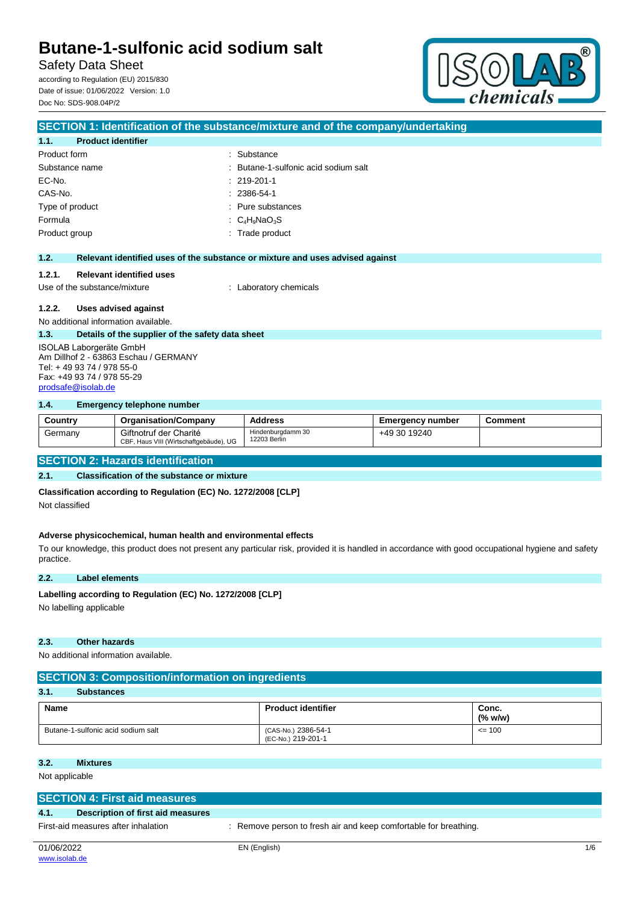# Butane-1-sulfonic acid sodium salt

Safety Data Sheet

according to Regulation (EU) 2015/830
Date of issue: 01/06/2022 Version: 1.0
Doc No: SDS-908.04P/2

## SECTION 1: Identification of the substance/mixture and of the company/undertaking

### 1.1. Product identifier

Product form : Substance
Substance name : Butane-1-sulfonic acid sodium salt
EC-No. : 219-201-1
CAS-No. : 2386-54-1
Type of product : Pure substances
Formula : $C_4H_9NaO_3S$
Product group : Trade product

### 1.2. Relevant identified uses of the substance or mixture and uses advised against

#### 1.2.1. Relevant identified uses

Use of the substance/mixture : Laboratory chemicals

#### 1.2.2. Uses advised against

No additional information available.

### 1.3. Details of the supplier of the safety data sheet

ISOLAB Laborgeräte GmbH
Am Dillhof 2 - 63863 Eschau / GERMANY
Tel: + 49 93 74 / 978 55-0
Fax: +49 93 74 / 978 55-29
prodsafe@isolab.de

### 1.4. Emergency telephone number

| Country | Organisation/Company | Address | Emergency number | Comment |
|---|---|---|---|---|
| Germany | Giftnotruf der Charité<br>CBF, Haus VIII (Wirtschaftgebäude), UG | Hindenburgdamm 30<br>12203 Berlin | +49 30 19240 | |

## SECTION 2: Hazards identification

### 2.1. Classification of the substance or mixture

**Classification according to Regulation (EC) No. 1272/2008 [CLP]**

Not classified

**Adverse physicochemical, human health and environmental effects**

To our knowledge, this product does not present any particular risk, provided it is handled in accordance with good occupational hygiene and safety practice.

### 2.2. Label elements

**Labelling according to Regulation (EC) No. 1272/2008 [CLP]**

No labelling applicable

### 2.3. Other hazards

No additional information available.

## SECTION 3: Composition/information on ingredients

### 3.1. Substances

| Name | Product identifier | Conc. (% w/w) |
|---|---|---|
| Butane-1-sulfonic acid sodium salt | (CAS-No.) 2386-54-1<br>(EC-No.) 219-201-1 | <= 100 |

### 3.2. Mixtures

Not applicable

## SECTION 4: First aid measures

### 4.1. Description of first aid measures

First-aid measures after inhalation : Remove person to fresh air and keep comfortable for breathing.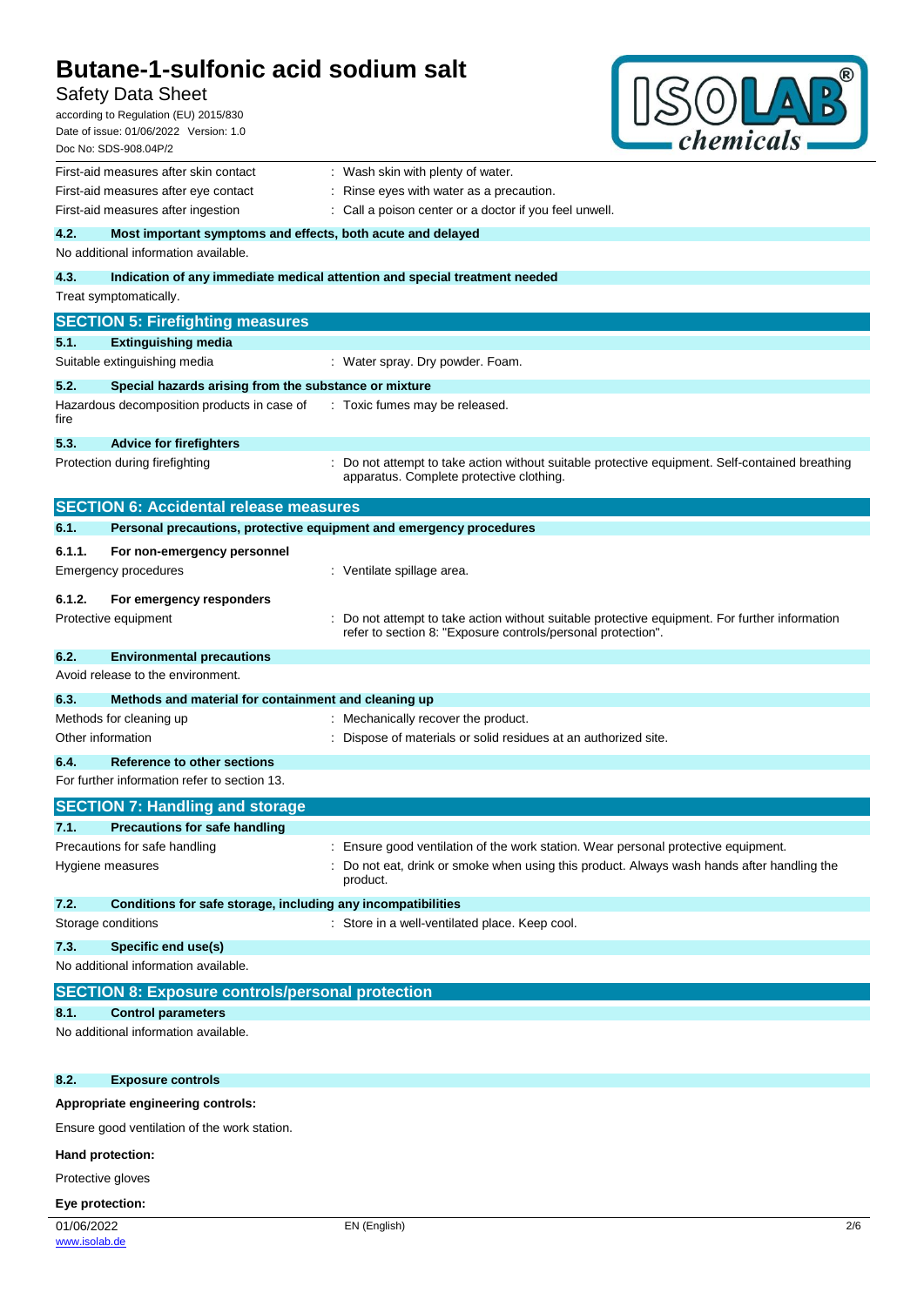| | |
|---|---|
| First-aid measures after skin contact | : Wash skin with plenty of water. |
| First-aid measures after eye contact | : Rinse eyes with water as a precaution. |
| First-aid measures after ingestion | : Call a poison center or a doctor if you feel unwell. |

**4.2. Most important symptoms and effects, both acute and delayed**

No additional information available.

**4.3. Indication of any immediate medical attention and special treatment needed**

Treat symptomatically.

## SECTION 5: Firefighting measures

**5.1. Extinguishing media**

| | |
|---|---|
| Suitable extinguishing media | : Water spray. Dry powder. Foam. |

**5.2. Special hazards arising from the substance or mixture**

| | |
|---|---|
| Hazardous decomposition products in case of fire | : Toxic fumes may be released. |

**5.3. Advice for firefighters**

| | |
|---|---|
| Protection during firefighting | : Do not attempt to take action without suitable protective equipment. Self-contained breathing apparatus. Complete protective clothing. |

## SECTION 6: Accidental release measures

**6.1. Personal precautions, protective equipment and emergency procedures**

**6.1.1. For non-emergency personnel**

| | |
|---|---|
| Emergency procedures | : Ventilate spillage area. |

**6.1.2. For emergency responders**

| | |
|---|---|
| Protective equipment | : Do not attempt to take action without suitable protective equipment. For further information refer to section 8: "Exposure controls/personal protection". |

**6.2. Environmental precautions**

Avoid release to the environment.

**6.3. Methods and material for containment and cleaning up**

| | |
|---|---|
| Methods for cleaning up | : Mechanically recover the product. |
| Other information | : Dispose of materials or solid residues at an authorized site. |

**6.4. Reference to other sections**

For further information refer to section 13.

## SECTION 7: Handling and storage

**7.1. Precautions for safe handling**

| | |
|---|---|
| Precautions for safe handling | : Ensure good ventilation of the work station. Wear personal protective equipment. |
| Hygiene measures | : Do not eat, drink or smoke when using this product. Always wash hands after handling the product. |

**7.2. Conditions for safe storage, including any incompatibilities**

| | |
|---|---|
| Storage conditions | : Store in a well-ventilated place. Keep cool. |

**7.3. Specific end use(s)**

No additional information available.

## SECTION 8: Exposure controls/personal protection

**8.1. Control parameters**

No additional information available.

**8.2. Exposure controls**

**Appropriate engineering controls:**

Ensure good ventilation of the work station.

**Hand protection:**

Protective gloves

**Eye protection:**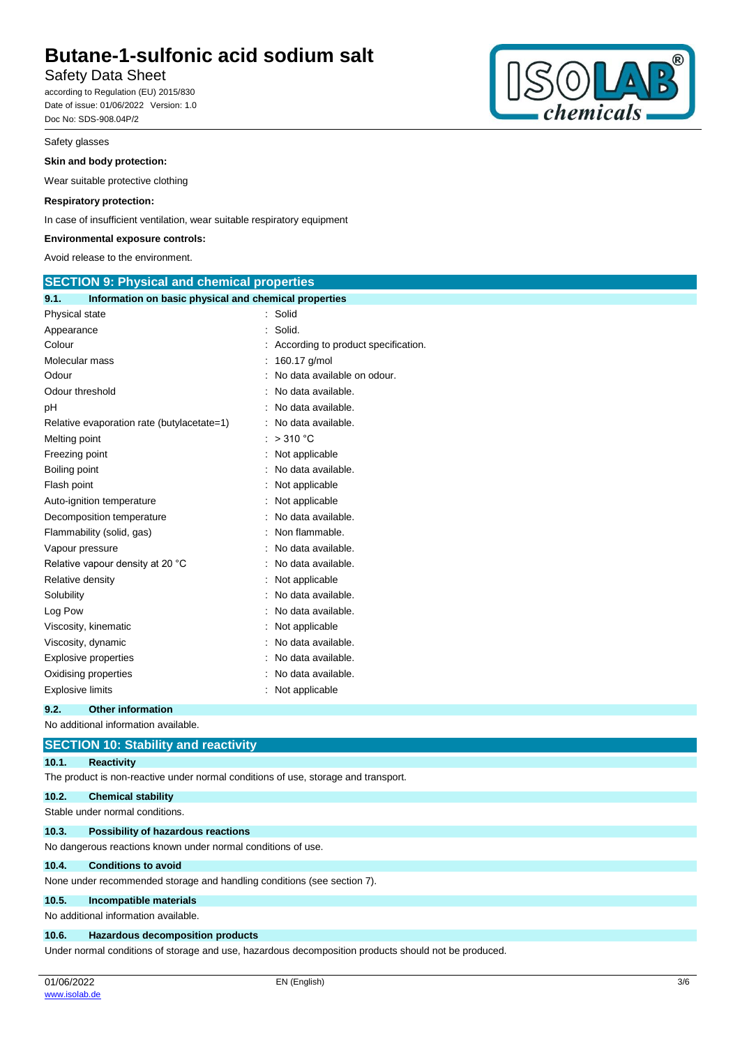Safety glasses

**Skin and body protection:**

Wear suitable protective clothing

**Respiratory protection:**

In case of insufficient ventilation, wear suitable respiratory equipment

**Environmental exposure controls:**

Avoid release to the environment.

## SECTION 9: Physical and chemical properties

### 9.1. Information on basic physical and chemical properties

| Property | Value |
|---|---|
| Physical state | Solid |
| Appearance | Solid. |
| Colour | According to product specification. |
| Molecular mass | 160.17 g/mol |
| Odour | No data available on odour. |
| Odour threshold | No data available. |
| pH | No data available. |
| Relative evaporation rate (butylacetate=1) | No data available. |
| Melting point | > 310 °C |
| Freezing point | Not applicable |
| Boiling point | No data available. |
| Flash point | Not applicable |
| Auto-ignition temperature | Not applicable |
| Decomposition temperature | No data available. |
| Flammability (solid, gas) | Non flammable. |
| Vapour pressure | No data available. |
| Relative vapour density at 20 °C | No data available. |
| Relative density | Not applicable |
| Solubility | No data available. |
| Log Pow | No data available. |
| Viscosity, kinematic | Not applicable |
| Viscosity, dynamic | No data available. |
| Explosive properties | No data available. |
| Oxidising properties | No data available. |
| Explosive limits | Not applicable |

### 9.2. Other information

No additional information available.

## SECTION 10: Stability and reactivity

### 10.1. Reactivity

The product is non-reactive under normal conditions of use, storage and transport.

### 10.2. Chemical stability

Stable under normal conditions.

### 10.3. Possibility of hazardous reactions

No dangerous reactions known under normal conditions of use.

### 10.4. Conditions to avoid

None under recommended storage and handling conditions (see section 7).

### 10.5. Incompatible materials

No additional information available.

### 10.6. Hazardous decomposition products

Under normal conditions of storage and use, hazardous decomposition products should not be produced.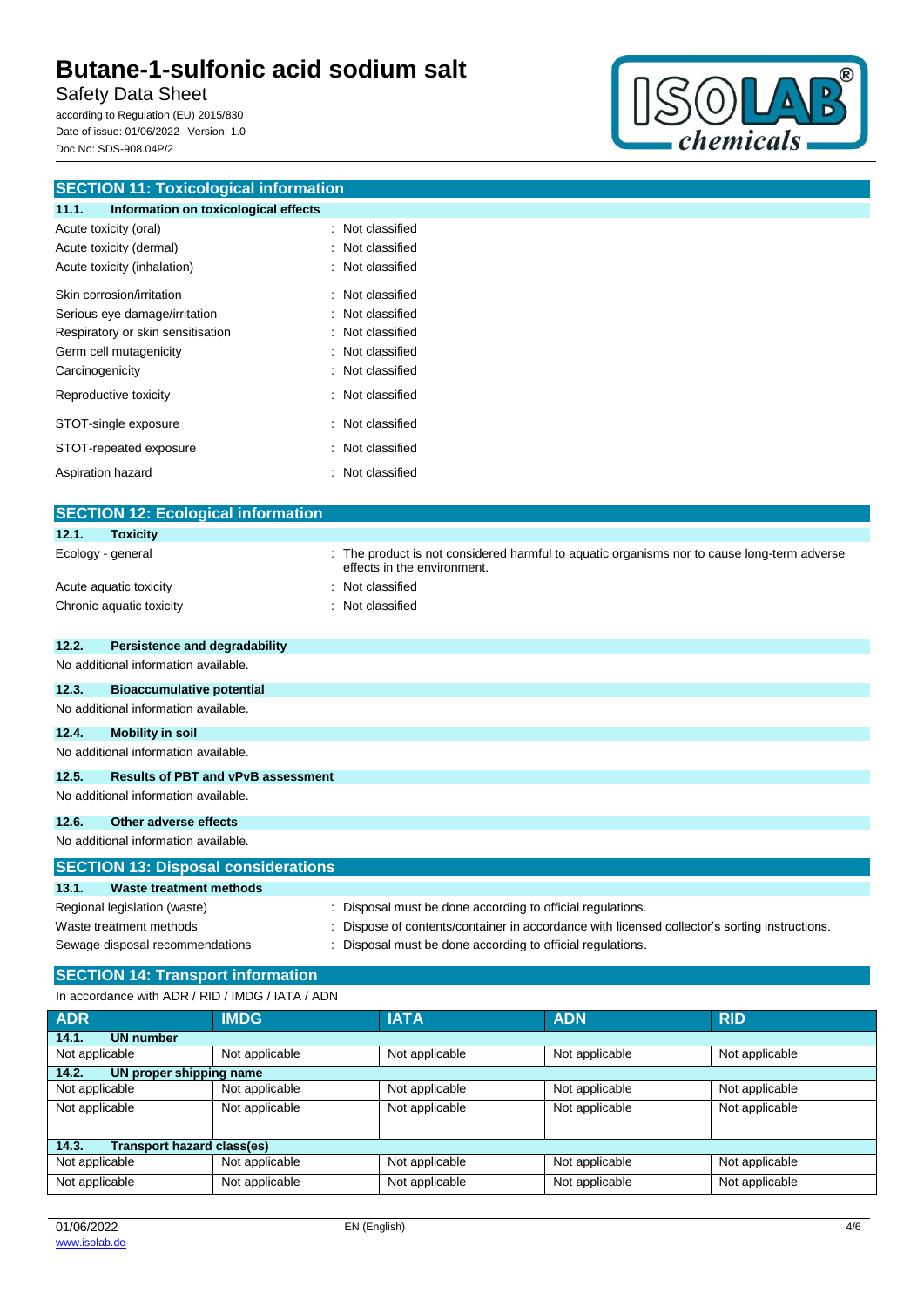## SECTION 11: Toxicological information

### 11.1. Information on toxicological effects

| | |
|---|---|
| Acute toxicity (oral) | : Not classified |
| Acute toxicity (dermal) | : Not classified |
| Acute toxicity (inhalation) | : Not classified |
| Skin corrosion/irritation | : Not classified |
| Serious eye damage/irritation | : Not classified |
| Respiratory or skin sensitisation | : Not classified |
| Germ cell mutagenicity | : Not classified |
| Carcinogenicity | : Not classified |
| Reproductive toxicity | : Not classified |
| STOT-single exposure | : Not classified |
| STOT-repeated exposure | : Not classified |
| Aspiration hazard | : Not classified |

## SECTION 12: Ecological information

### 12.1. Toxicity

| | |
|---|---|
| Ecology - general | : The product is not considered harmful to aquatic organisms nor to cause long-term adverse effects in the environment. |
| Acute aquatic toxicity | : Not classified |
| Chronic aquatic toxicity | : Not classified |

### 12.2. Persistence and degradability

No additional information available.

### 12.3. Bioaccumulative potential

No additional information available.

### 12.4. Mobility in soil

No additional information available.

### 12.5. Results of PBT and vPvB assessment

No additional information available.

### 12.6. Other adverse effects

No additional information available.

## SECTION 13: Disposal considerations

### 13.1. Waste treatment methods

| | |
|---|---|
| Regional legislation (waste) | : Disposal must be done according to official regulations. |
| Waste treatment methods | : Dispose of contents/container in accordance with licensed collector's sorting instructions. |
| Sewage disposal recommendations | : Disposal must be done according to official regulations. |

## SECTION 14: Transport information

In accordance with ADR / RID / IMDG / IATA / ADN

| ADR | IMDG | IATA | ADN | RID |
|---|---|---|---|---|
| **14.1. UN number** | | | | |
| Not applicable | Not applicable | Not applicable | Not applicable | Not applicable |
| **14.2. UN proper shipping name** | | | | |
| Not applicable | Not applicable | Not applicable | Not applicable | Not applicable |
| Not applicable | Not applicable | Not applicable | Not applicable | Not applicable |
| **14.3. Transport hazard class(es)** | | | | |
| Not applicable | Not applicable | Not applicable | Not applicable | Not applicable |
| Not applicable | Not applicable | Not applicable | Not applicable | Not applicable |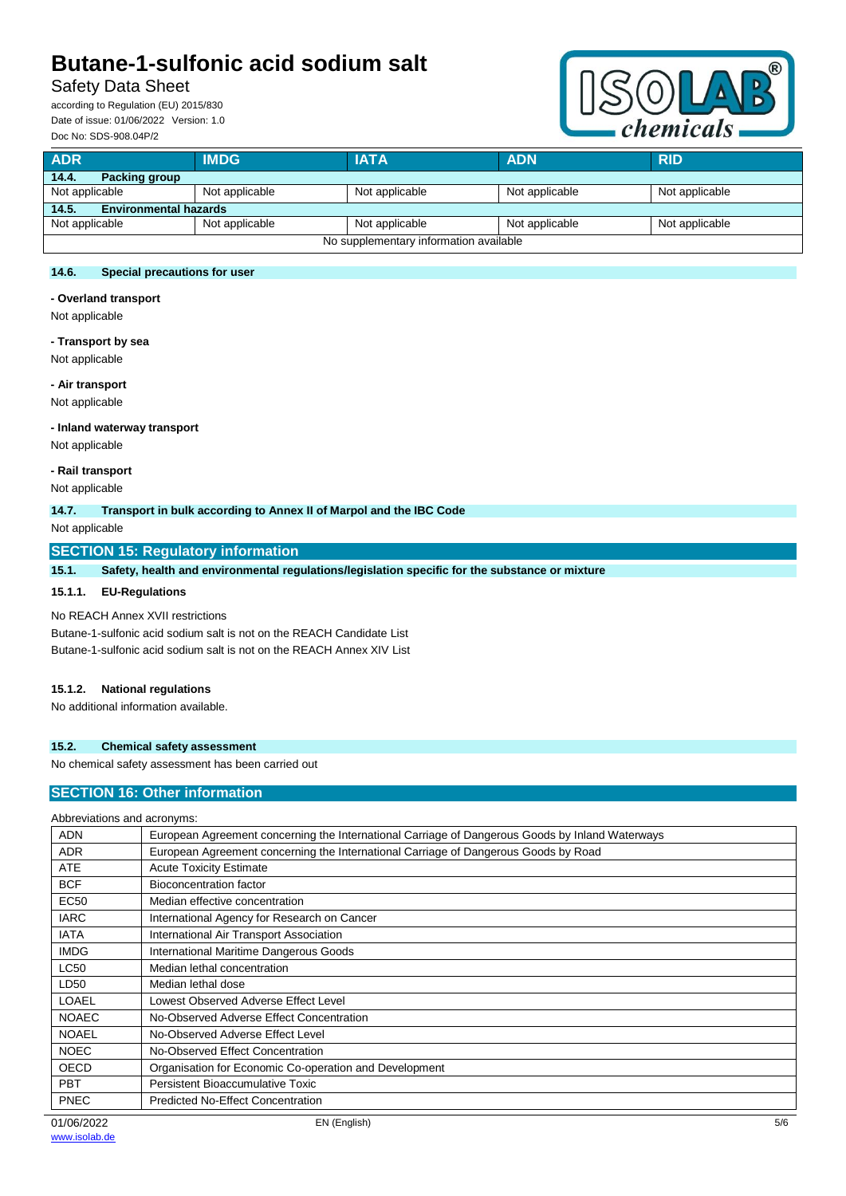| ADR | IMDG | IATA | ADN | RID |
|---|---|---|---|---|
| **14.4. Packing group** | | | | |
| Not applicable | Not applicable | Not applicable | Not applicable | Not applicable |
| **14.5. Environmental hazards** | | | | |
| Not applicable | Not applicable | Not applicable | Not applicable | Not applicable |
| No supplementary information available | | | | |

### 14.6. Special precautions for user

**- Overland transport**

Not applicable

**- Transport by sea**

Not applicable

**- Air transport**

Not applicable

**- Inland waterway transport**

Not applicable

**- Rail transport**

Not applicable

### 14.7. Transport in bulk according to Annex II of Marpol and the IBC Code

Not applicable

## SECTION 15: Regulatory information

### 15.1. Safety, health and environmental regulations/legislation specific for the substance or mixture

#### 15.1.1. EU-Regulations

No REACH Annex XVII restrictions

Butane-1-sulfonic acid sodium salt is not on the REACH Candidate List

Butane-1-sulfonic acid sodium salt is not on the REACH Annex XIV List

#### 15.1.2. National regulations

No additional information available.

### 15.2. Chemical safety assessment

No chemical safety assessment has been carried out

## SECTION 16: Other information

Abbreviations and acronyms:

| | |
|---|---|
| ADN | European Agreement concerning the International Carriage of Dangerous Goods by Inland Waterways |
| ADR | European Agreement concerning the International Carriage of Dangerous Goods by Road |
| ATE | Acute Toxicity Estimate |
| BCF | Bioconcentration factor |
| EC50 | Median effective concentration |
| IARC | International Agency for Research on Cancer |
| IATA | International Air Transport Association |
| IMDG | International Maritime Dangerous Goods |
| LC50 | Median lethal concentration |
| LD50 | Median lethal dose |
| LOAEL | Lowest Observed Adverse Effect Level |
| NOAEC | No-Observed Adverse Effect Concentration |
| NOAEL | No-Observed Adverse Effect Level |
| NOEC | No-Observed Effect Concentration |
| OECD | Organisation for Economic Co-operation and Development |
| PBT | Persistent Bioaccumulative Toxic |
| PNEC | Predicted No-Effect Concentration |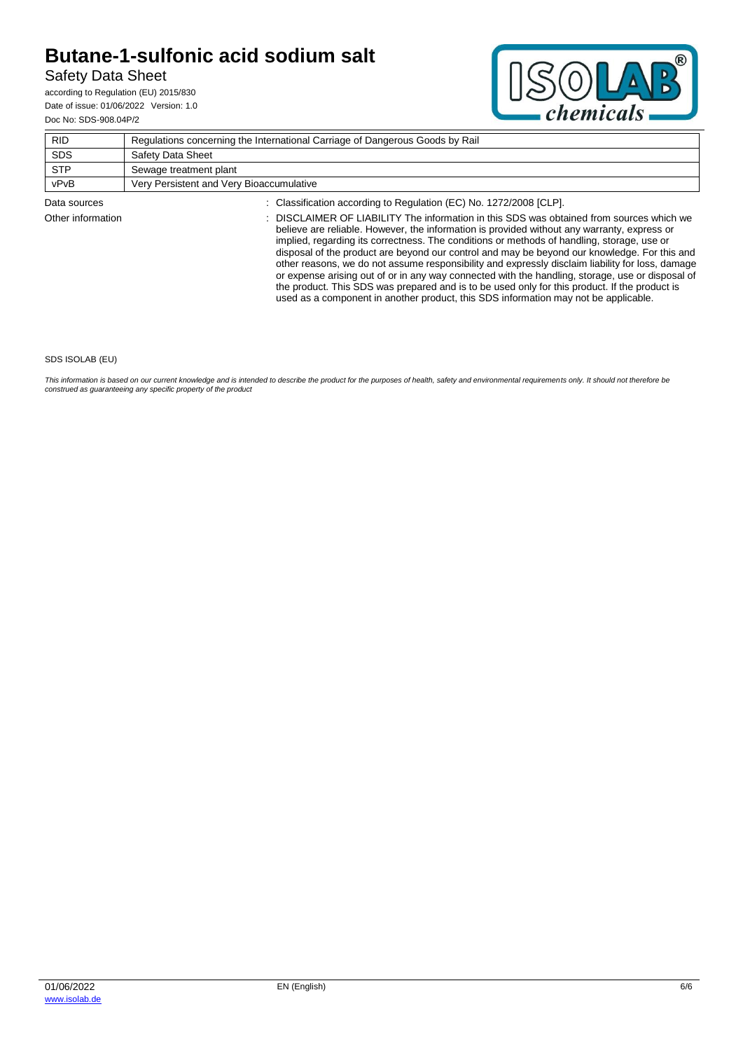| | |
|---|---|
| RID | Regulations concerning the International Carriage of Dangerous Goods by Rail |
| SDS | Safety Data Sheet |
| STP | Sewage treatment plant |
| vPvB | Very Persistent and Very Bioaccumulative |

Data sources : Classification according to Regulation (EC) No. 1272/2008 [CLP].

Other information : DISCLAIMER OF LIABILITY The information in this SDS was obtained from sources which we believe are reliable. However, the information is provided without any warranty, express or implied, regarding its correctness. The conditions or methods of handling, storage, use or disposal of the product are beyond our control and may be beyond our knowledge. For this and other reasons, we do not assume responsibility and expressly disclaim liability for loss, damage or expense arising out of or in any way connected with the handling, storage, use or disposal of the product. This SDS was prepared and is to be used only for this product. If the product is used as a component in another product, this SDS information may not be applicable.

SDS ISOLAB (EU)

*This information is based on our current knowledge and is intended to describe the product for the purposes of health, safety and environmental requirements only. It should not therefore be construed as guaranteeing any specific property of the product*